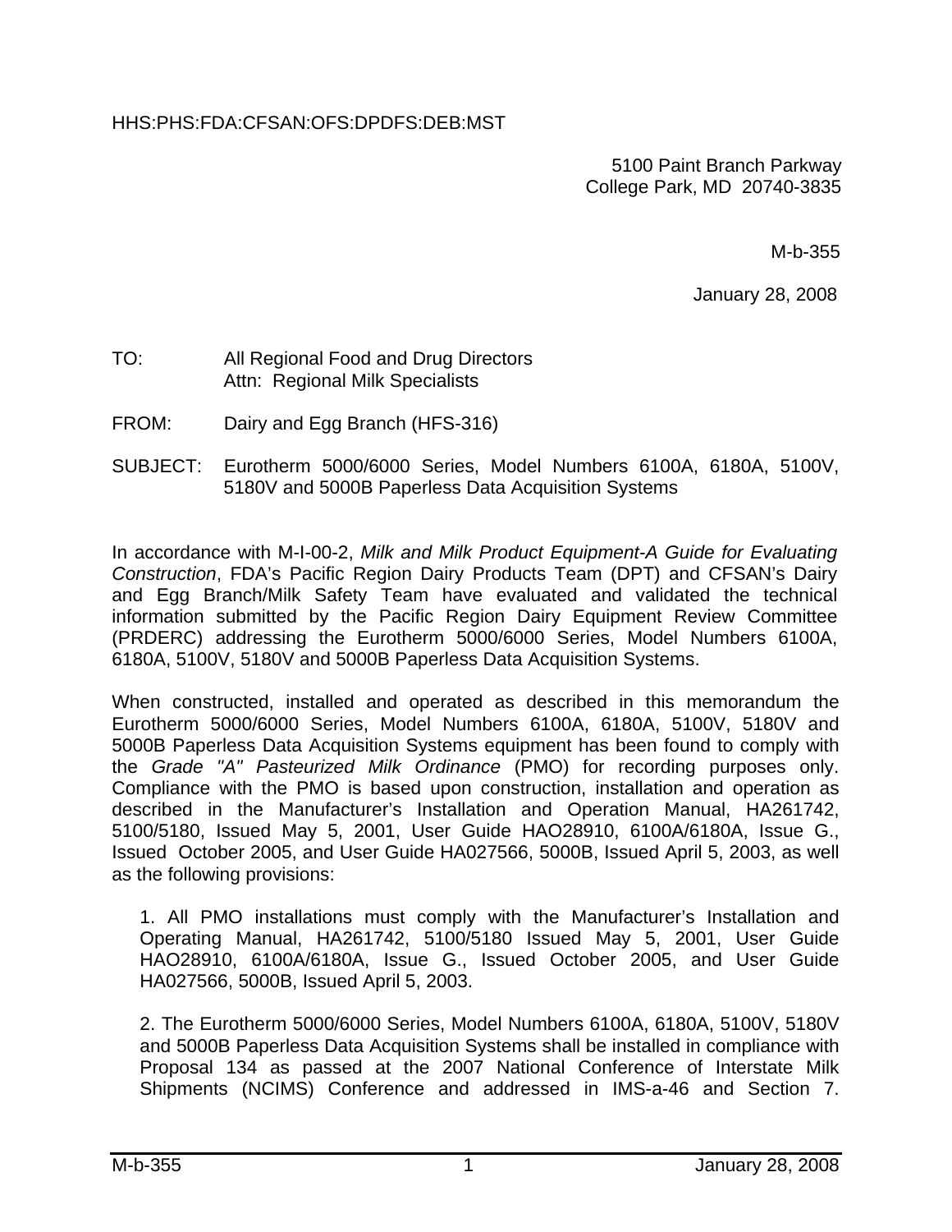HHS:PHS:FDA:CFSAN:OFS:DPDFS:DEB:MST

5100 Paint Branch Parkway
College Park, MD 20740-3835

M-b-355

January 28, 2008

TO: All Regional Food and Drug Directors
Attn: Regional Milk Specialists

FROM: Dairy and Egg Branch (HFS-316)

SUBJECT: Eurotherm 5000/6000 Series, Model Numbers 6100A, 6180A, 5100V, 5180V and 5000B Paperless Data Acquisition Systems

In accordance with M-I-00-2, *Milk and Milk Product Equipment-A Guide for Evaluating Construction*, FDA's Pacific Region Dairy Products Team (DPT) and CFSAN's Dairy and Egg Branch/Milk Safety Team have evaluated and validated the technical information submitted by the Pacific Region Dairy Equipment Review Committee (PRDERC) addressing the Eurotherm 5000/6000 Series, Model Numbers 6100A, 6180A, 5100V, 5180V and 5000B Paperless Data Acquisition Systems.

When constructed, installed and operated as described in this memorandum the Eurotherm 5000/6000 Series, Model Numbers 6100A, 6180A, 5100V, 5180V and 5000B Paperless Data Acquisition Systems equipment has been found to comply with the *Grade "A" Pasteurized Milk Ordinance* (PMO) for recording purposes only. Compliance with the PMO is based upon construction, installation and operation as described in the Manufacturer's Installation and Operation Manual, HA261742, 5100/5180, Issued May 5, 2001, User Guide HAO28910, 6100A/6180A, Issue G., Issued October 2005, and User Guide HA027566, 5000B, Issued April 5, 2003, as well as the following provisions:

1. All PMO installations must comply with the Manufacturer's Installation and Operating Manual, HA261742, 5100/5180 Issued May 5, 2001, User Guide HAO28910, 6100A/6180A, Issue G., Issued October 2005, and User Guide HA027566, 5000B, Issued April 5, 2003.

2. The Eurotherm 5000/6000 Series, Model Numbers 6100A, 6180A, 5100V, 5180V and 5000B Paperless Data Acquisition Systems shall be installed in compliance with Proposal 134 as passed at the 2007 National Conference of Interstate Milk Shipments (NCIMS) Conference and addressed in IMS-a-46 and Section 7.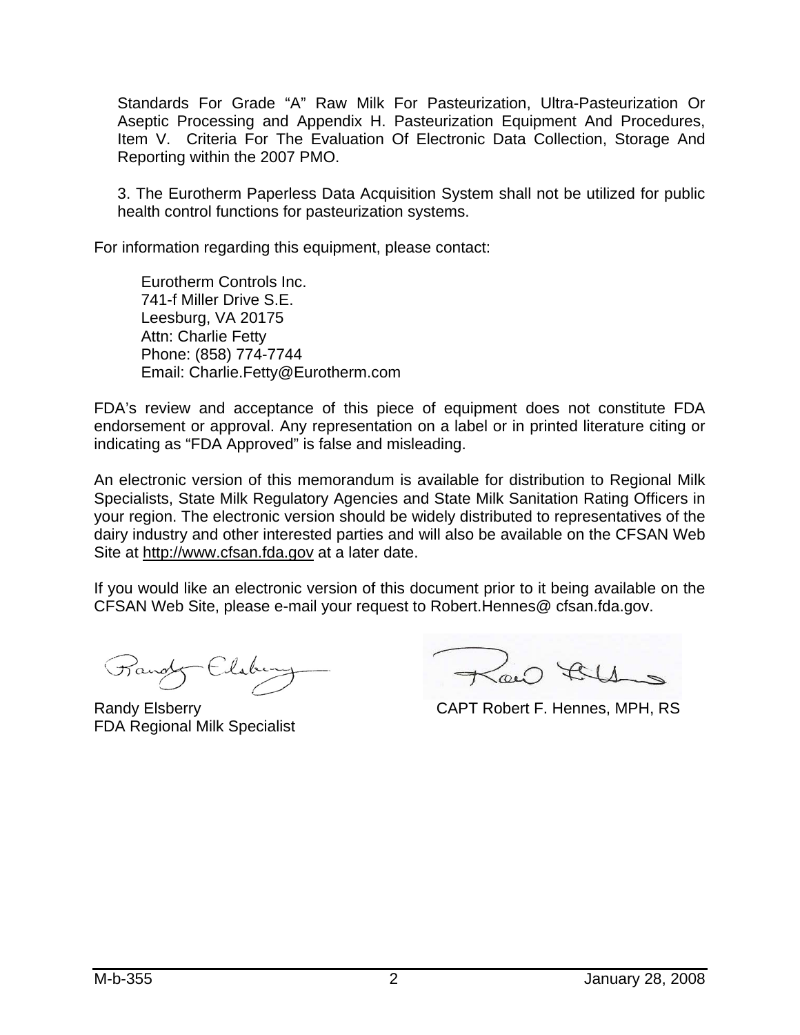Standards For Grade "A" Raw Milk For Pasteurization, Ultra-Pasteurization Or Aseptic Processing and Appendix H. Pasteurization Equipment And Procedures, Item V. Criteria For The Evaluation Of Electronic Data Collection, Storage And Reporting within the 2007 PMO.

3. The Eurotherm Paperless Data Acquisition System shall not be utilized for public health control functions for pasteurization systems.

For information regarding this equipment, please contact:

Eurotherm Controls Inc.  
741-f Miller Drive S.E.  
Leesburg, VA 20175  
Attn: Charlie Fetty  
Phone: (858) 774-7744  
Email: Charlie.Fetty@Eurotherm.com

FDA's review and acceptance of this piece of equipment does not constitute FDA endorsement or approval. Any representation on a label or in printed literature citing or indicating as "FDA Approved" is false and misleading.

An electronic version of this memorandum is available for distribution to Regional Milk Specialists, State Milk Regulatory Agencies and State Milk Sanitation Rating Officers in your region. The electronic version should be widely distributed to representatives of the dairy industry and other interested parties and will also be available on the CFSAN Web Site at http://www.cfsan.fda.gov at a later date.

If you would like an electronic version of this document prior to it being available on the CFSAN Web Site, please e-mail your request to Robert.Hennes@ cfsan.fda.gov.

Randy Elsberry  
FDA Regional Milk Specialist

CAPT Robert F. Hennes, MPH, RS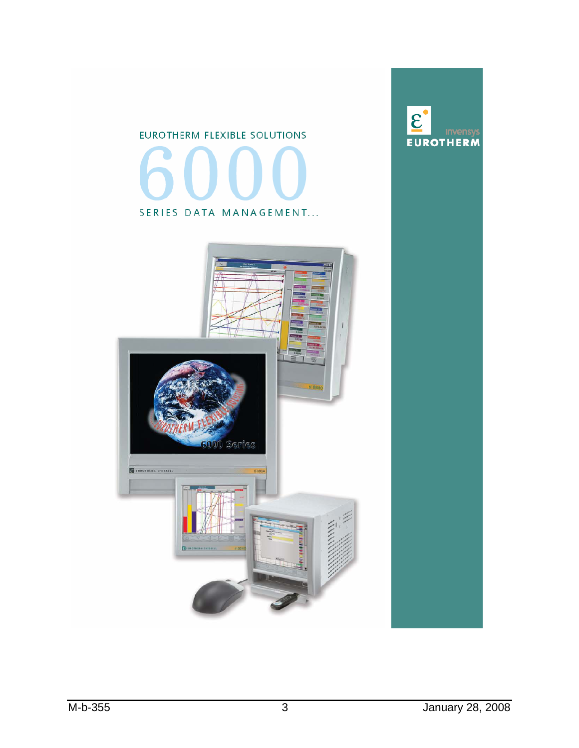EUROTHERM FLEXIBLE SOLUTIONS

# 6000

SERIES DATA MANAGEMENT...

invensys

EUROTHERM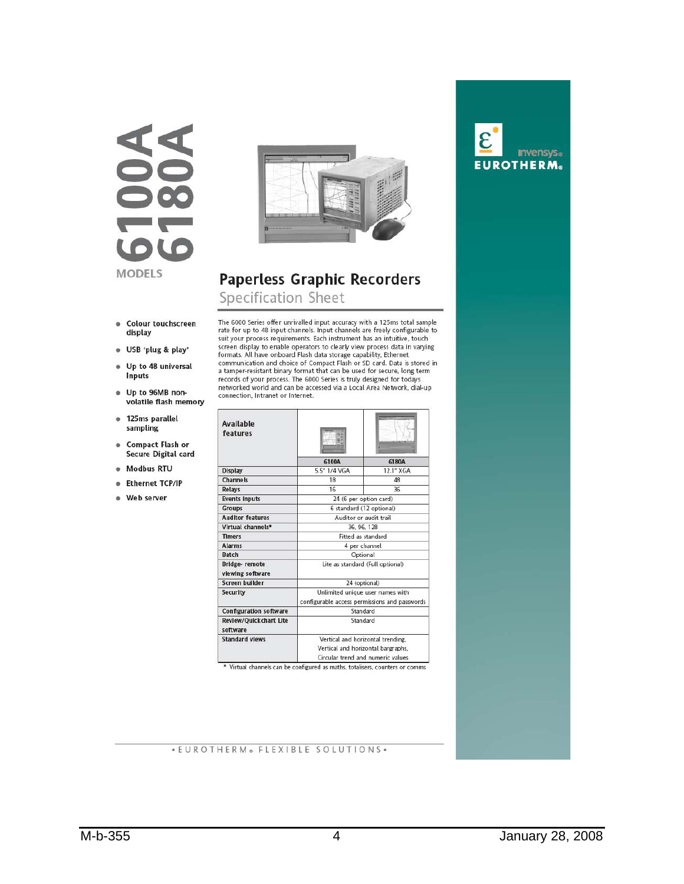# 6100A 6180A

MODELS

## Paperless Graphic Recorders

### Specification Sheet

invensys EUROTHERM

- Colour touchscreen display
- USB 'plug & play'
- Up to 48 universal Inputs
- Up to 96MB non-volatile flash memory
- 125ms parallel sampling
- Compact Flash or Secure Digital card
- Modbus RTU
- Ethernet TCP/IP
- Web server

The 6000 Series offer unrivalled input accuracy with a 125ms total sample rate for up to 48 input channels. Input channels are freely configurable to suit your process requirements. Each instrument has an intuitive, touch screen display to enable operators to clearly view process data in varying formats. All have onboard Flash data storage capability, Ethernet communication and choice of Compact Flash or SD card. Data is stored in a tamper-resistant binary format that can be used for secure, long term records of your process. The 6000 Series is truly designed for todays networked world and can be accessed via a Local Area Network, dial-up connection, Intranet or Internet.

| Available features | 6100A | 6180A |
|---|---|---|
| Display | 5.5" 1/4 VGA | 12.1" XGA |
| Channels | 18 | 48 |
| Relays | 16 | 36 |
| Events inputs | 24 (6 per option card) | |
| Groups | 6 standard (12 optional) | |
| Auditor features | Auditor or audit trail | |
| Virtual channels* | 36, 96, 128 | |
| Timers | Fitted as standard | |
| Alarms | 4 per channel | |
| Batch | Optional | |
| Bridge- remote viewing software | Lite as standard (Full optional) | |
| Screen builder | 24 (optional) | |
| Security | Unlimited unique user names with configurable access permissions and passwords | |
| Configuration software | Standard | |
| Review/Quickchart Lite software | Standard | |
| Standard views | Vertical and horizontal trending. Vertical and horizontal bargraphs. Circular trend and numeric values | |

\* Virtual channels can be configured as maths, totalisers, counters or comms

• EUROTHERM® FLEXIBLE SOLUTIONS •